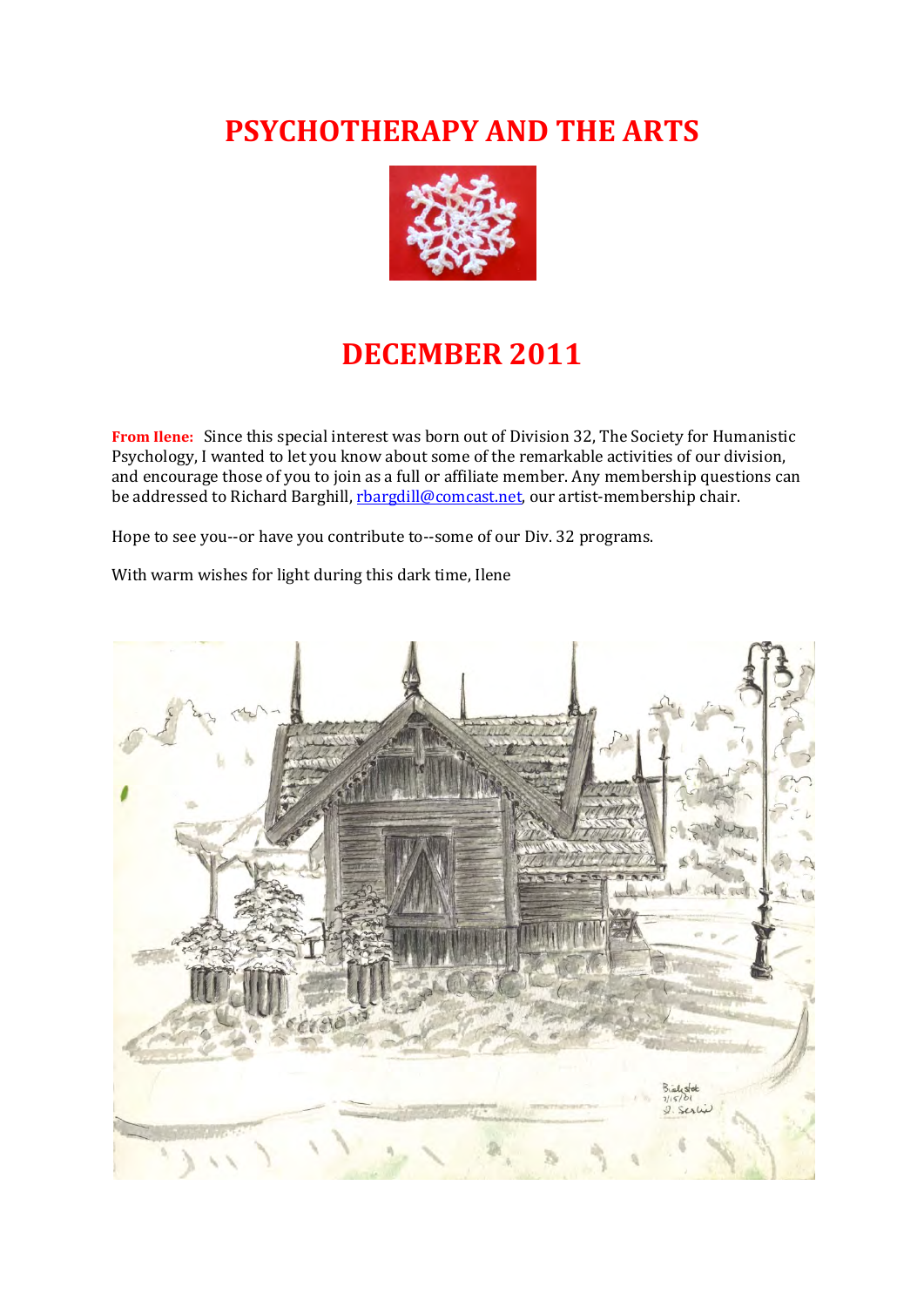# PSYCHOTHERAPY AND THE ARTS

## DECEMBER 2011

**From Ilene:** Since this special interest was born out of Division 32, The Society for Humanistic Psychology, I wanted to let you know about some of the remarkable activities of our division, and encourage those of you to join as a full or affiliate member. Any membership questions can be addressed to Richard Barghill, rbargdill@comcast.net, our artist-membership chair.

Hope to see you--or have you contribute to--some of our Div. 32 programs.

With warm wishes for light during this dark time, Ilene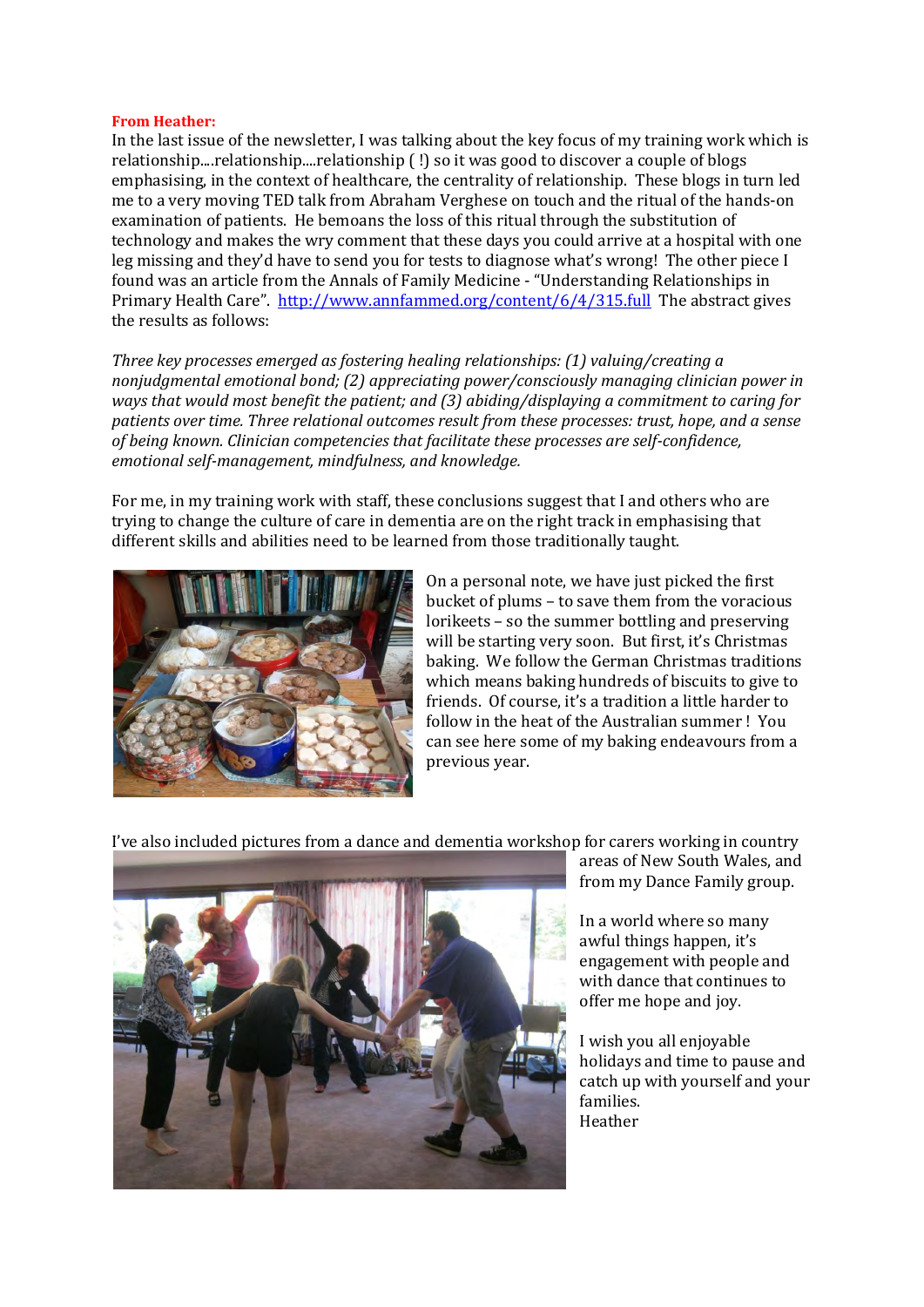**From Heather:**

In the last issue of the newsletter, I was talking about the key focus of my training work which is relationship....relationship....relationship ( !) so it was good to discover a couple of blogs emphasising, in the context of healthcare, the centrality of relationship. These blogs in turn led me to a very moving TED talk from Abraham Verghese on touch and the ritual of the hands-on examination of patients. He bemoans the loss of this ritual through the substitution of technology and makes the wry comment that these days you could arrive at a hospital with one leg missing and they'd have to send you for tests to diagnose what's wrong! The other piece I found was an article from the Annals of Family Medicine - "Understanding Relationships in Primary Health Care". http://www.annfammed.org/content/6/4/315.full The abstract gives the results as follows:

*Three key processes emerged as fostering healing relationships: (1) valuing/creating a nonjudgmental emotional bond; (2) appreciating power/consciously managing clinician power in ways that would most benefit the patient; and (3) abiding/displaying a commitment to caring for patients over time. Three relational outcomes result from these processes: trust, hope, and a sense of being known. Clinician competencies that facilitate these processes are self-confidence, emotional self-management, mindfulness, and knowledge.*

For me, in my training work with staff, these conclusions suggest that I and others who are trying to change the culture of care in dementia are on the right track in emphasising that different skills and abilities need to be learned from those traditionally taught.

On a personal note, we have just picked the first bucket of plums – to save them from the voracious lorikeets – so the summer bottling and preserving will be starting very soon. But first, it's Christmas baking. We follow the German Christmas traditions which means baking hundreds of biscuits to give to friends. Of course, it's a tradition a little harder to follow in the heat of the Australian summer ! You can see here some of my baking endeavours from a previous year.

I've also included pictures from a dance and dementia workshop for carers working in country areas of New South Wales, and from my Dance Family group.

In a world where so many awful things happen, it's engagement with people and with dance that continues to offer me hope and joy.

I wish you all enjoyable holidays and time to pause and catch up with yourself and your families.

Heather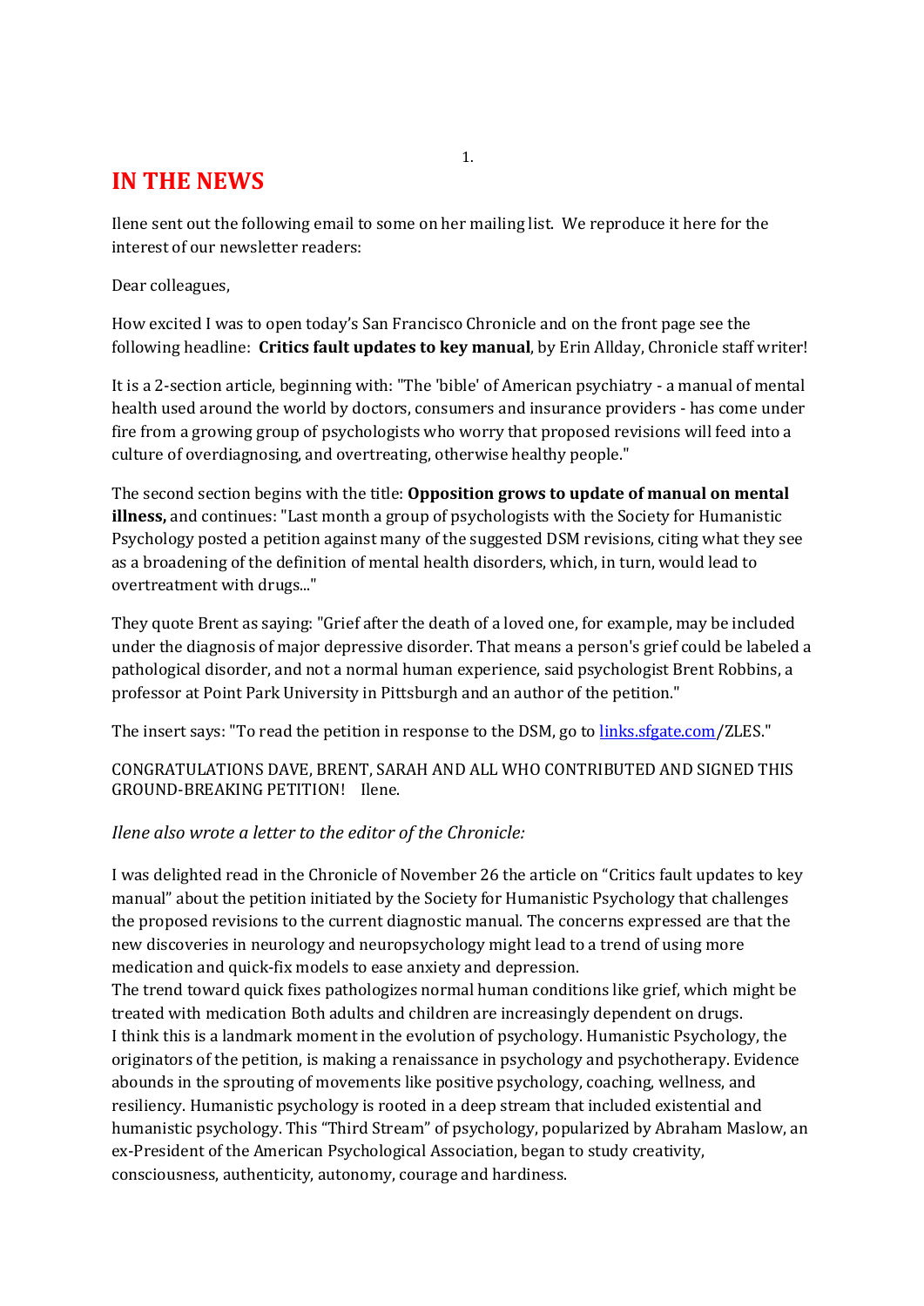## IN THE NEWS

Ilene sent out the following email to some on her mailing list. We reproduce it here for the interest of our newsletter readers:

Dear colleagues,

How excited I was to open today's San Francisco Chronicle and on the front page see the following headline: **Critics fault updates to key manual**, by Erin Allday, Chronicle staff writer!

It is a 2-section article, beginning with: "The 'bible' of American psychiatry - a manual of mental health used around the world by doctors, consumers and insurance providers - has come under fire from a growing group of psychologists who worry that proposed revisions will feed into a culture of overdiagnosing, and overtreating, otherwise healthy people."

The second section begins with the title: **Opposition grows to update of manual on mental illness,** and continues: "Last month a group of psychologists with the Society for Humanistic Psychology posted a petition against many of the suggested DSM revisions, citing what they see as a broadening of the definition of mental health disorders, which, in turn, would lead to overtreatment with drugs..."

They quote Brent as saying: "Grief after the death of a loved one, for example, may be included under the diagnosis of major depressive disorder. That means a person's grief could be labeled a pathological disorder, and not a normal human experience, said psychologist Brent Robbins, a professor at Point Park University in Pittsburgh and an author of the petition."

The insert says: "To read the petition in response to the DSM, go to links.sfgate.com/ZLES."

CONGRATULATIONS DAVE, BRENT, SARAH AND ALL WHO CONTRIBUTED AND SIGNED THIS GROUND-BREAKING PETITION! Ilene.

*Ilene also wrote a letter to the editor of the Chronicle:*

I was delighted read in the Chronicle of November 26 the article on "Critics fault updates to key manual" about the petition initiated by the Society for Humanistic Psychology that challenges the proposed revisions to the current diagnostic manual. The concerns expressed are that the new discoveries in neurology and neuropsychology might lead to a trend of using more medication and quick-fix models to ease anxiety and depression.
The trend toward quick fixes pathologizes normal human conditions like grief, which might be treated with medication Both adults and children are increasingly dependent on drugs.
I think this is a landmark moment in the evolution of psychology. Humanistic Psychology, the originators of the petition, is making a renaissance in psychology and psychotherapy. Evidence abounds in the sprouting of movements like positive psychology, coaching, wellness, and resiliency. Humanistic psychology is rooted in a deep stream that included existential and humanistic psychology. This "Third Stream" of psychology, popularized by Abraham Maslow, an ex-President of the American Psychological Association, began to study creativity, consciousness, authenticity, autonomy, courage and hardiness.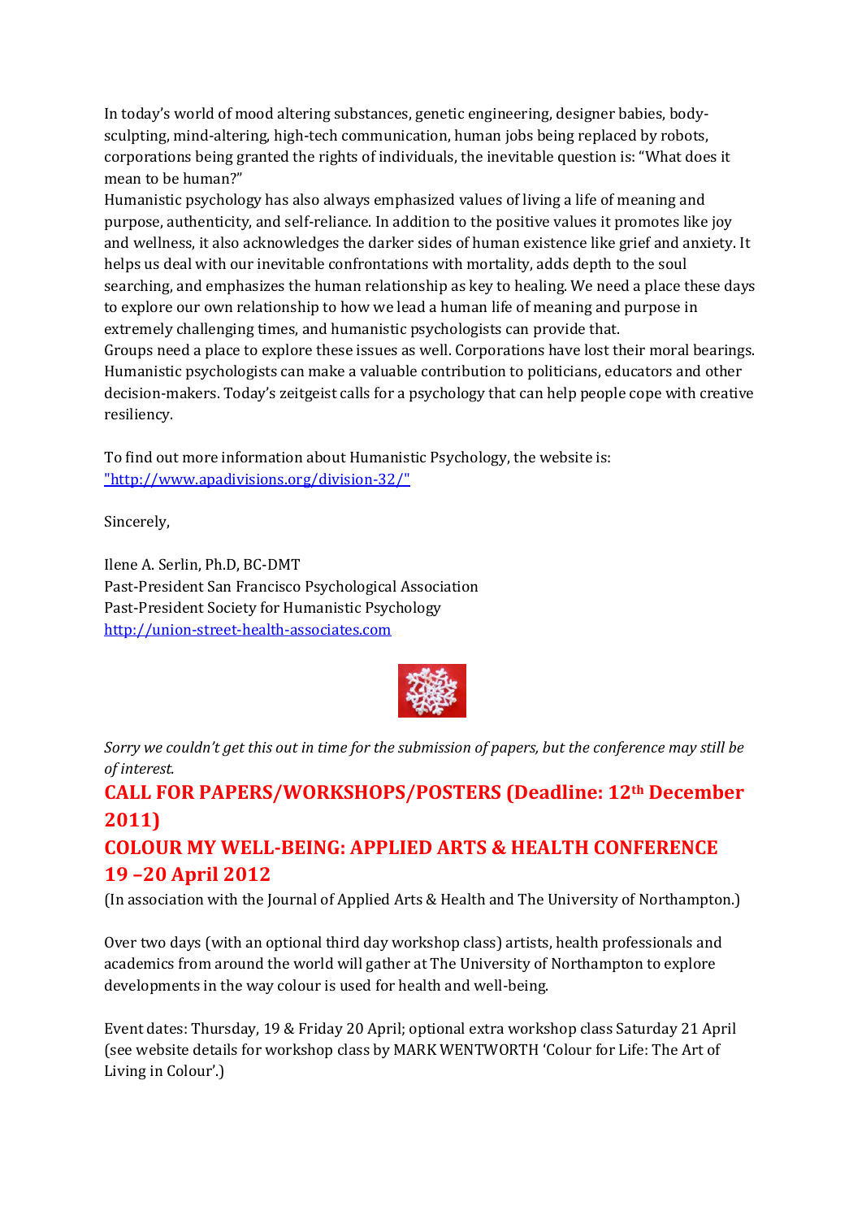In today's world of mood altering substances, genetic engineering, designer babies, body-sculpting, mind-altering, high-tech communication, human jobs being replaced by robots, corporations being granted the rights of individuals, the inevitable question is: "What does it mean to be human?"

Humanistic psychology has also always emphasized values of living a life of meaning and purpose, authenticity, and self-reliance. In addition to the positive values it promotes like joy and wellness, it also acknowledges the darker sides of human existence like grief and anxiety. It helps us deal with our inevitable confrontations with mortality, adds depth to the soul searching, and emphasizes the human relationship as key to healing. We need a place these days to explore our own relationship to how we lead a human life of meaning and purpose in extremely challenging times, and humanistic psychologists can provide that.

Groups need a place to explore these issues as well. Corporations have lost their moral bearings. Humanistic psychologists can make a valuable contribution to politicians, educators and other decision-makers. Today's zeitgeist calls for a psychology that can help people cope with creative resiliency.

To find out more information about Humanistic Psychology, the website is: "http://www.apadivisions.org/division-32/"

Sincerely,

Ilene A. Serlin, Ph.D, BC-DMT
Past-President San Francisco Psychological Association
Past-President Society for Humanistic Psychology
http://union-street-health-associates.com

*Sorry we couldn't get this out in time for the submission of papers, but the conference may still be of interest.*

## CALL FOR PAPERS/WORKSHOPS/POSTERS (Deadline: 12th December 2011)

## COLOUR MY WELL-BEING: APPLIED ARTS & HEALTH CONFERENCE 19 –20 April 2012

(In association with the Journal of Applied Arts & Health and The University of Northampton.)

Over two days (with an optional third day workshop class) artists, health professionals and academics from around the world will gather at The University of Northampton to explore developments in the way colour is used for health and well-being.

Event dates: Thursday, 19 & Friday 20 April; optional extra workshop class Saturday 21 April (see website details for workshop class by MARK WENTWORTH 'Colour for Life: The Art of Living in Colour'.)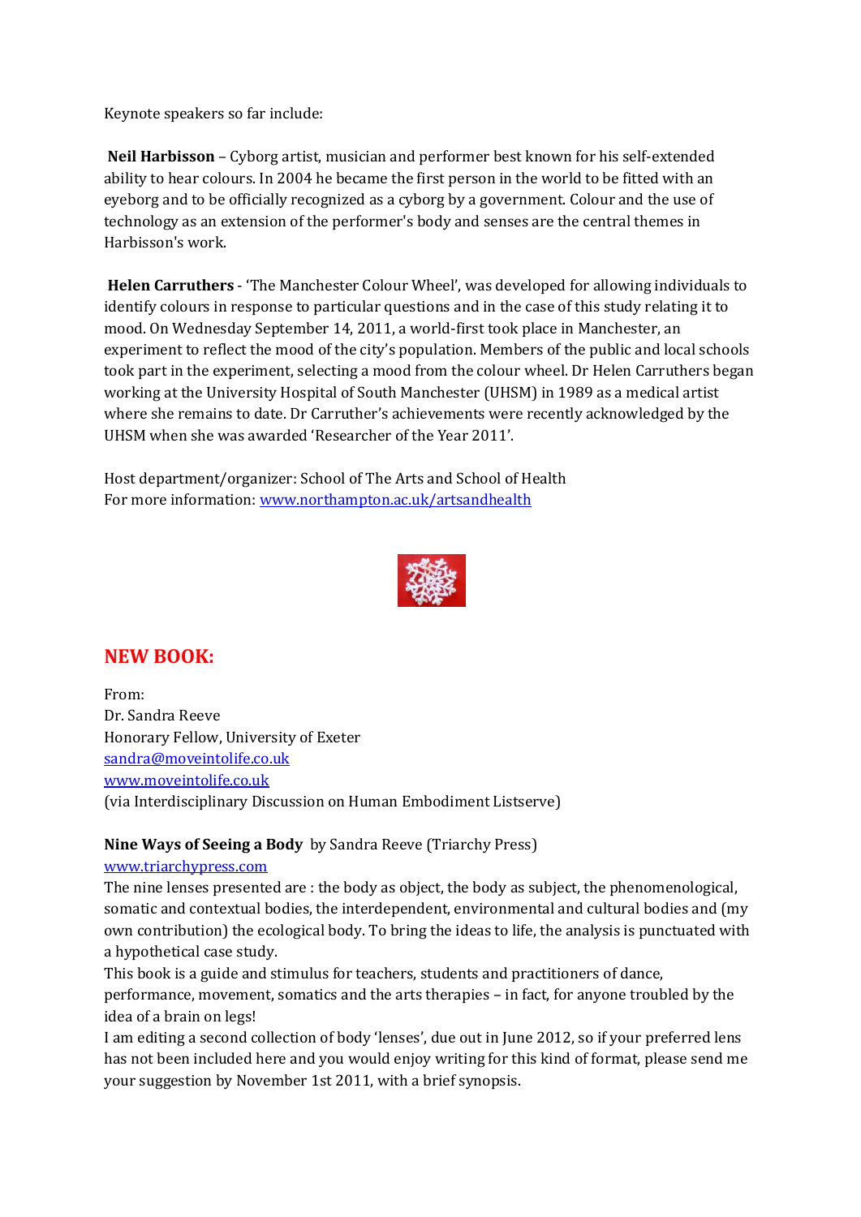Keynote speakers so far include:

**Neil Harbisson** – Cyborg artist, musician and performer best known for his self-extended ability to hear colours. In 2004 he became the first person in the world to be fitted with an eyeborg and to be officially recognized as a cyborg by a government. Colour and the use of technology as an extension of the performer's body and senses are the central themes in Harbisson's work.

**Helen Carruthers** - 'The Manchester Colour Wheel', was developed for allowing individuals to identify colours in response to particular questions and in the case of this study relating it to mood. On Wednesday September 14, 2011, a world-first took place in Manchester, an experiment to reflect the mood of the city's population. Members of the public and local schools took part in the experiment, selecting a mood from the colour wheel. Dr Helen Carruthers began working at the University Hospital of South Manchester (UHSM) in 1989 as a medical artist where she remains to date. Dr Carruther's achievements were recently acknowledged by the UHSM when she was awarded 'Researcher of the Year 2011'.

Host department/organizer: School of The Arts and School of Health
For more information: [www.northampton.ac.uk/artsandhealth](http://www.northampton.ac.uk/artsandhealth)

## NEW BOOK:

From:
Dr. Sandra Reeve
Honorary Fellow, University of Exeter
[sandra@moveintolife.co.uk](mailto:sandra@moveintolife.co.uk)
[www.moveintolife.co.uk](http://www.moveintolife.co.uk)
(via Interdisciplinary Discussion on Human Embodiment Listserve)

**Nine Ways of Seeing a Body** by Sandra Reeve (Triarchy Press)
[www.triarchypress.com](http://www.triarchypress.com)
The nine lenses presented are : the body as object, the body as subject, the phenomenological, somatic and contextual bodies, the interdependent, environmental and cultural bodies and (my own contribution) the ecological body. To bring the ideas to life, the analysis is punctuated with a hypothetical case study.
This book is a guide and stimulus for teachers, students and practitioners of dance, performance, movement, somatics and the arts therapies – in fact, for anyone troubled by the idea of a brain on legs!
I am editing a second collection of body 'lenses', due out in June 2012, so if your preferred lens has not been included here and you would enjoy writing for this kind of format, please send me your suggestion by November 1st 2011, with a brief synopsis.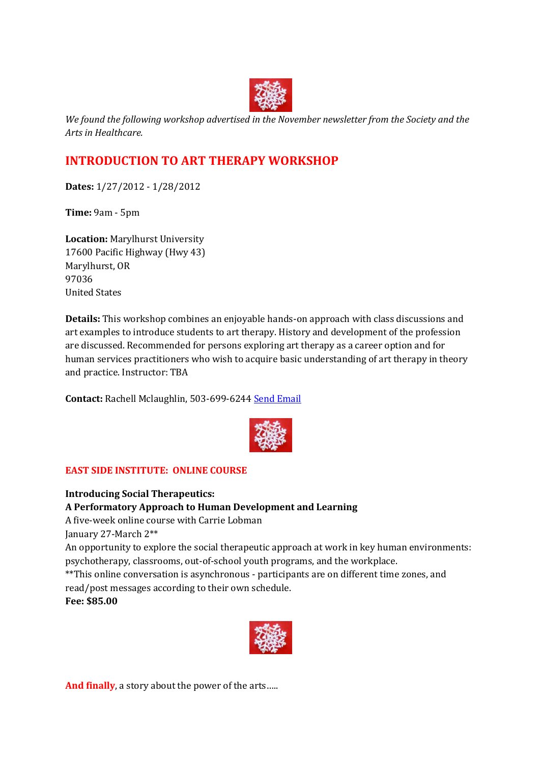*We found the following workshop advertised in the November newsletter from the Society and the Arts in Healthcare.*

## INTRODUCTION TO ART THERAPY WORKSHOP

**Dates:** 1/27/2012 - 1/28/2012

**Time:** 9am - 5pm

**Location:** Marylhurst University
17600 Pacific Highway (Hwy 43)
Marylhurst, OR
97036
United States

**Details:** This workshop combines an enjoyable hands-on approach with class discussions and art examples to introduce students to art therapy. History and development of the profession are discussed. Recommended for persons exploring art therapy as a career option and for human services practitioners who wish to acquire basic understanding of art therapy in theory and practice. Instructor: TBA

**Contact:** Rachell Mclaughlin, 503-699-6244 Send Email

### EAST SIDE INSTITUTE: ONLINE COURSE

**Introducing Social Therapeutics:**
**A Performatory Approach to Human Development and Learning**
A five-week online course with Carrie Lobman
January 27-March 2**
An opportunity to explore the social therapeutic approach at work in key human environments: psychotherapy, classrooms, out-of-school youth programs, and the workplace.
**This online conversation is asynchronous - participants are on different time zones, and read/post messages according to their own schedule.
**Fee: $85.00**

**And finally**, a story about the power of the arts.....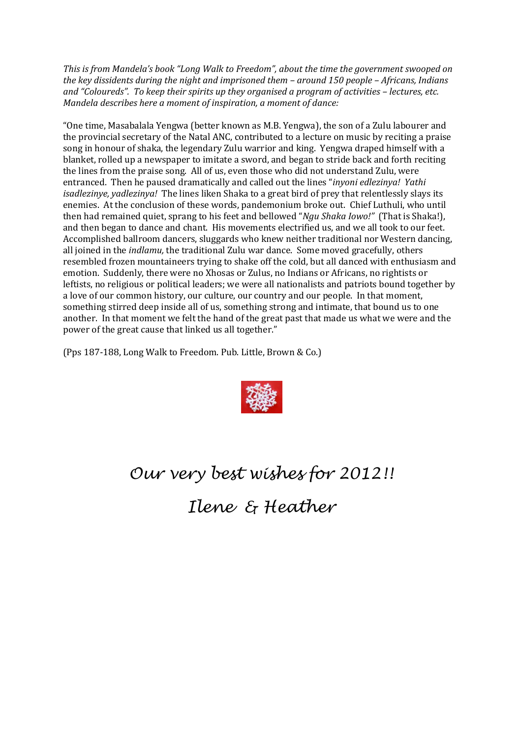*This is from Mandela's book "Long Walk to Freedom", about the time the government swooped on the key dissidents during the night and imprisoned them – around 150 people – Africans, Indians and "Coloureds". To keep their spirits up they organised a program of activities – lectures, etc. Mandela describes here a moment of inspiration, a moment of dance:*

"One time, Masabalala Yengwa (better known as M.B. Yengwa), the son of a Zulu labourer and the provincial secretary of the Natal ANC, contributed to a lecture on music by reciting a praise song in honour of shaka, the legendary Zulu warrior and king. Yengwa draped himself with a blanket, rolled up a newspaper to imitate a sword, and began to stride back and forth reciting the lines from the praise song. All of us, even those who did not understand Zulu, were entranced. Then he paused dramatically and called out the lines "*inyoni edlezinya! Yathi isadlezinye, yadlezinya!* The lines liken Shaka to a great bird of prey that relentlessly slays its enemies. At the conclusion of these words, pandemonium broke out. Chief Luthuli, who until then had remained quiet, sprang to his feet and bellowed "*Ngu Shaka Iowo!"* (That is Shaka!), and then began to dance and chant. His movements electrified us, and we all took to our feet. Accomplished ballroom dancers, sluggards who knew neither traditional nor Western dancing, all joined in the *indlamu,* the traditional Zulu war dance. Some moved gracefully, others resembled frozen mountaineers trying to shake off the cold, but all danced with enthusiasm and emotion. Suddenly, there were no Xhosas or Zulus, no Indians or Africans, no rightists or leftists, no religious or political leaders; we were all nationalists and patriots bound together by a love of our common history, our culture, our country and our people. In that moment, something stirred deep inside all of us, something strong and intimate, that bound us to one another. In that moment we felt the hand of the great past that made us what we were and the power of the great cause that linked us all together."

(Pps 187-188, Long Walk to Freedom. Pub. Little, Brown & Co.)

*Our very best wishes for 2012!!*

*Ilene & Heather*